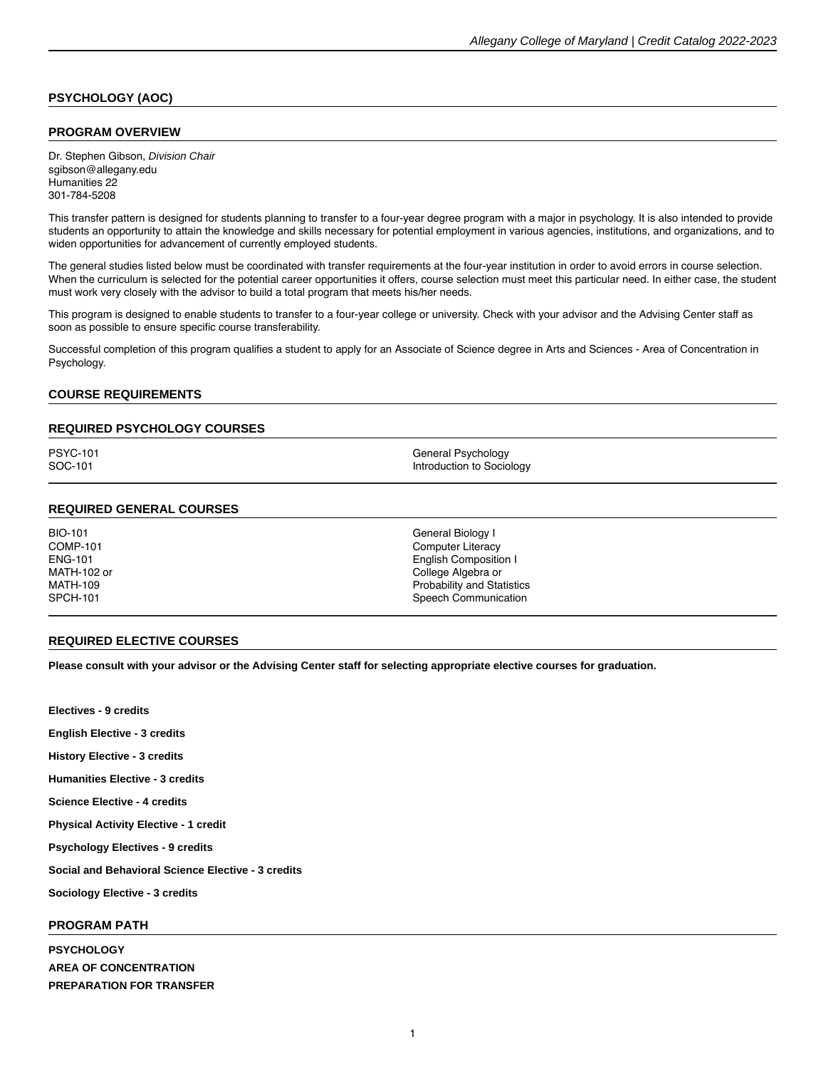## PSYCHOLOGY (AOC)

### PROGRAM OVERVIEW

Dr. Stephen Gibson, *Division Chair*
sgibson@allegany.edu
Humanities 22
301-784-5208

This transfer pattern is designed for students planning to transfer to a four-year degree program with a major in psychology. It is also intended to provide students an opportunity to attain the knowledge and skills necessary for potential employment in various agencies, institutions, and organizations, and to widen opportunities for advancement of currently employed students.

The general studies listed below must be coordinated with transfer requirements at the four-year institution in order to avoid errors in course selection. When the curriculum is selected for the potential career opportunities it offers, course selection must meet this particular need. In either case, the student must work very closely with the advisor to build a total program that meets his/her needs.

This program is designed to enable students to transfer to a four-year college or university. Check with your advisor and the Advising Center staff as soon as possible to ensure specific course transferability.

Successful completion of this program qualifies a student to apply for an Associate of Science degree in Arts and Sciences - Area of Concentration in Psychology.

### COURSE REQUIREMENTS

### REQUIRED PSYCHOLOGY COURSES

| | |
|---|---|
| PSYC-101 | General Psychology |
| SOC-101 | Introduction to Sociology |

### REQUIRED GENERAL COURSES

| | |
|---|---|
| BIO-101 | General Biology I |
| COMP-101 | Computer Literacy |
| ENG-101 | English Composition I |
| MATH-102 or | College Algebra or |
| MATH-109 | Probability and Statistics |
| SPCH-101 | Speech Communication |

### REQUIRED ELECTIVE COURSES

**Please consult with your advisor or the Advising Center staff for selecting appropriate elective courses for graduation.**

**Electives - 9 credits**

**English Elective - 3 credits**

**History Elective - 3 credits**

**Humanities Elective - 3 credits**

**Science Elective - 4 credits**

**Physical Activity Elective - 1 credit**

**Psychology Electives - 9 credits**

**Social and Behavioral Science Elective - 3 credits**

**Sociology Elective - 3 credits**

### PROGRAM PATH

**PSYCHOLOGY**

**AREA OF CONCENTRATION**

**PREPARATION FOR TRANSFER**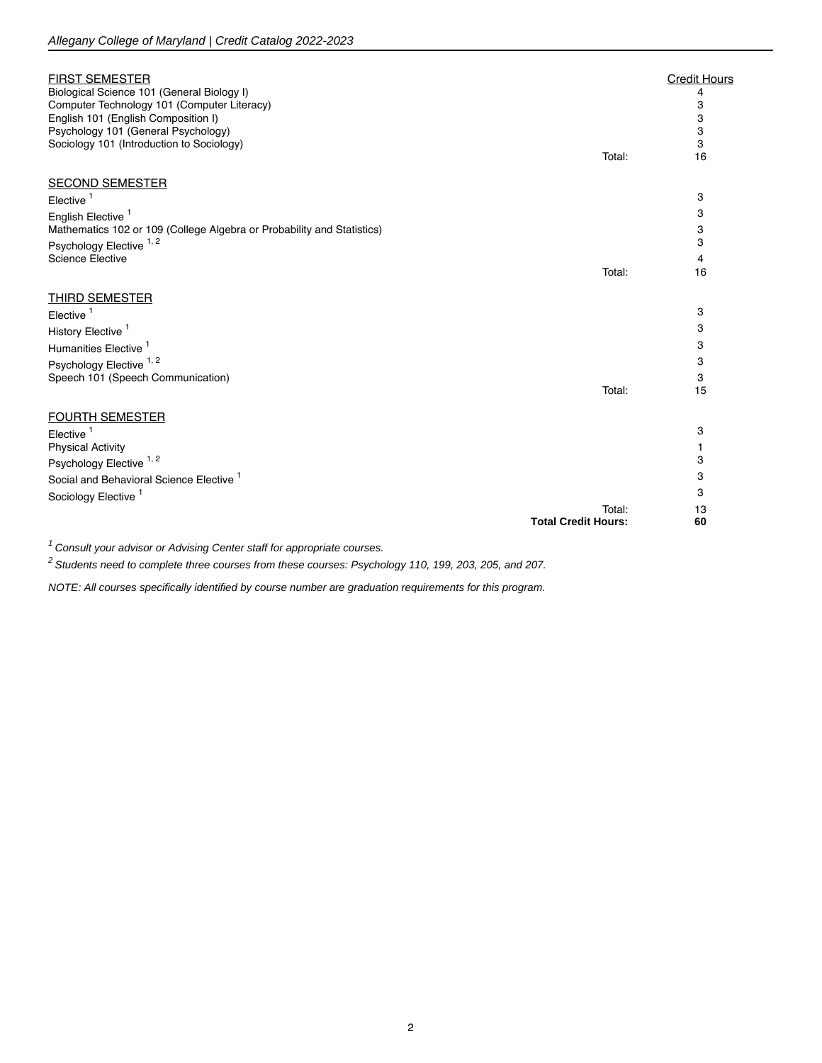| | | |
|---|---|---|
| FIRST SEMESTER | | Credit Hours |
| Biological Science 101 (General Biology I) | | 4 |
| Computer Technology 101 (Computer Literacy) | | 3 |
| English 101 (English Composition I) | | 3 |
| Psychology 101 (General Psychology) | | 3 |
| Sociology 101 (Introduction to Sociology) | | 3 |
| | Total: | 16 |
| SECOND SEMESTER | | |
| Elective [1] | | 3 |
| English Elective [1] | | 3 |
| Mathematics 102 or 109 (College Algebra or Probability and Statistics) | | 3 |
| Psychology Elective [1, 2] | | 3 |
| Science Elective | | 4 |
| | Total: | 16 |
| THIRD SEMESTER | | |
| Elective [1] | | 3 |
| History Elective [1] | | 3 |
| Humanities Elective [1] | | 3 |
| Psychology Elective [1, 2] | | 3 |
| Speech 101 (Speech Communication) | | 3 |
| | Total: | 15 |
| FOURTH SEMESTER | | |
| Elective [1] | | 3 |
| Physical Activity | | 1 |
| Psychology Elective [1, 2] | | 3 |
| Social and Behavioral Science Elective [1] | | 3 |
| Sociology Elective [1] | | 3 |
| | Total: | 13 |
| | **Total Credit Hours:** | **60** |

*[1] Consult your advisor or Advising Center staff for appropriate courses.*

*[2] Students need to complete three courses from these courses: Psychology 110, 199, 203, 205, and 207.*

*NOTE: All courses specifically identified by course number are graduation requirements for this program.*